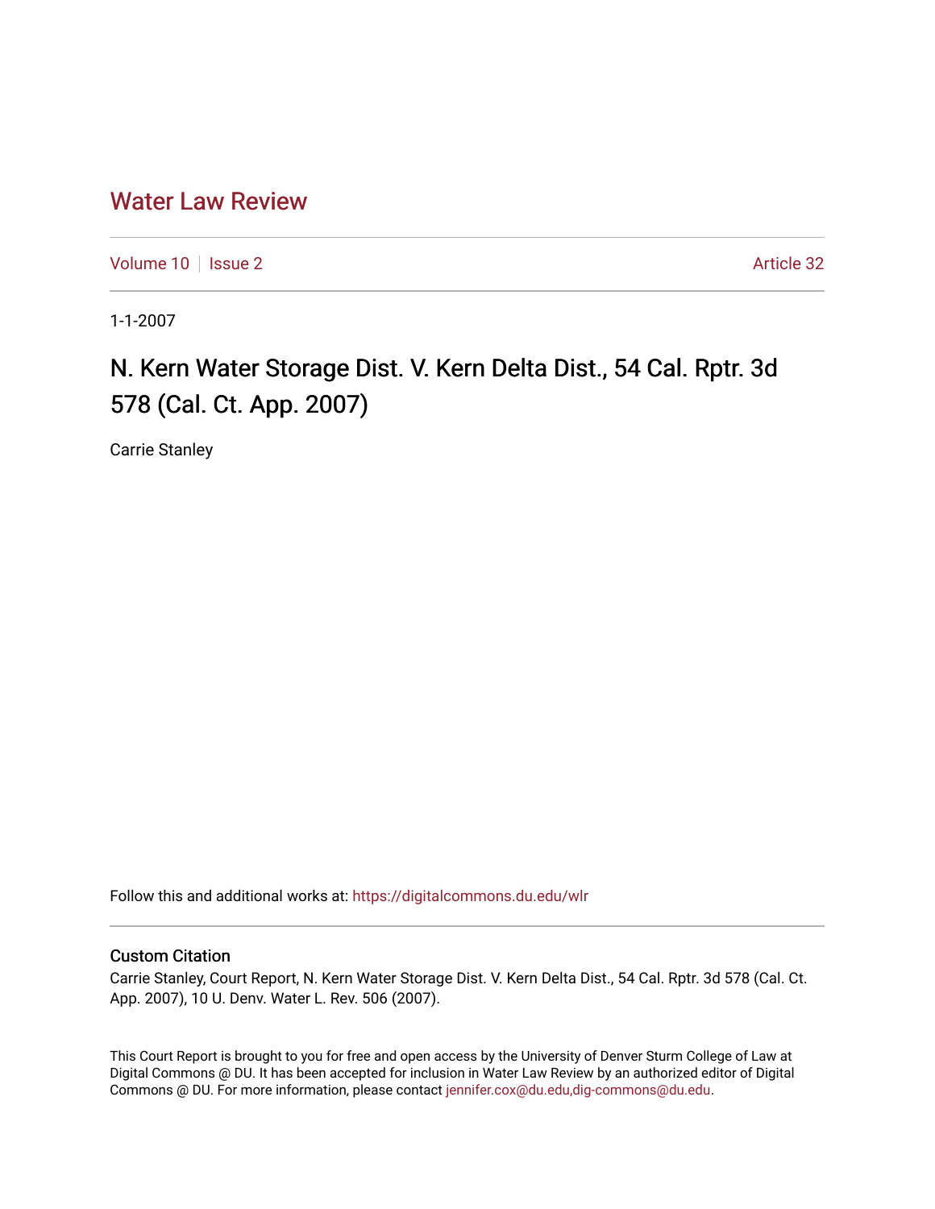# Water Law Review

Volume 10 | Issue 2 Article 32

1-1-2007

## N. Kern Water Storage Dist. V. Kern Delta Dist., 54 Cal. Rptr. 3d 578 (Cal. Ct. App. 2007)

Carrie Stanley

Follow this and additional works at: https://digitalcommons.du.edu/wlr

### Custom Citation

Carrie Stanley, Court Report, N. Kern Water Storage Dist. V. Kern Delta Dist., 54 Cal. Rptr. 3d 578 (Cal. Ct. App. 2007), 10 U. Denv. Water L. Rev. 506 (2007).

This Court Report is brought to you for free and open access by the University of Denver Sturm College of Law at Digital Commons @ DU. It has been accepted for inclusion in Water Law Review by an authorized editor of Digital Commons @ DU. For more information, please contact jennifer.cox@du.edu,dig-commons@du.edu.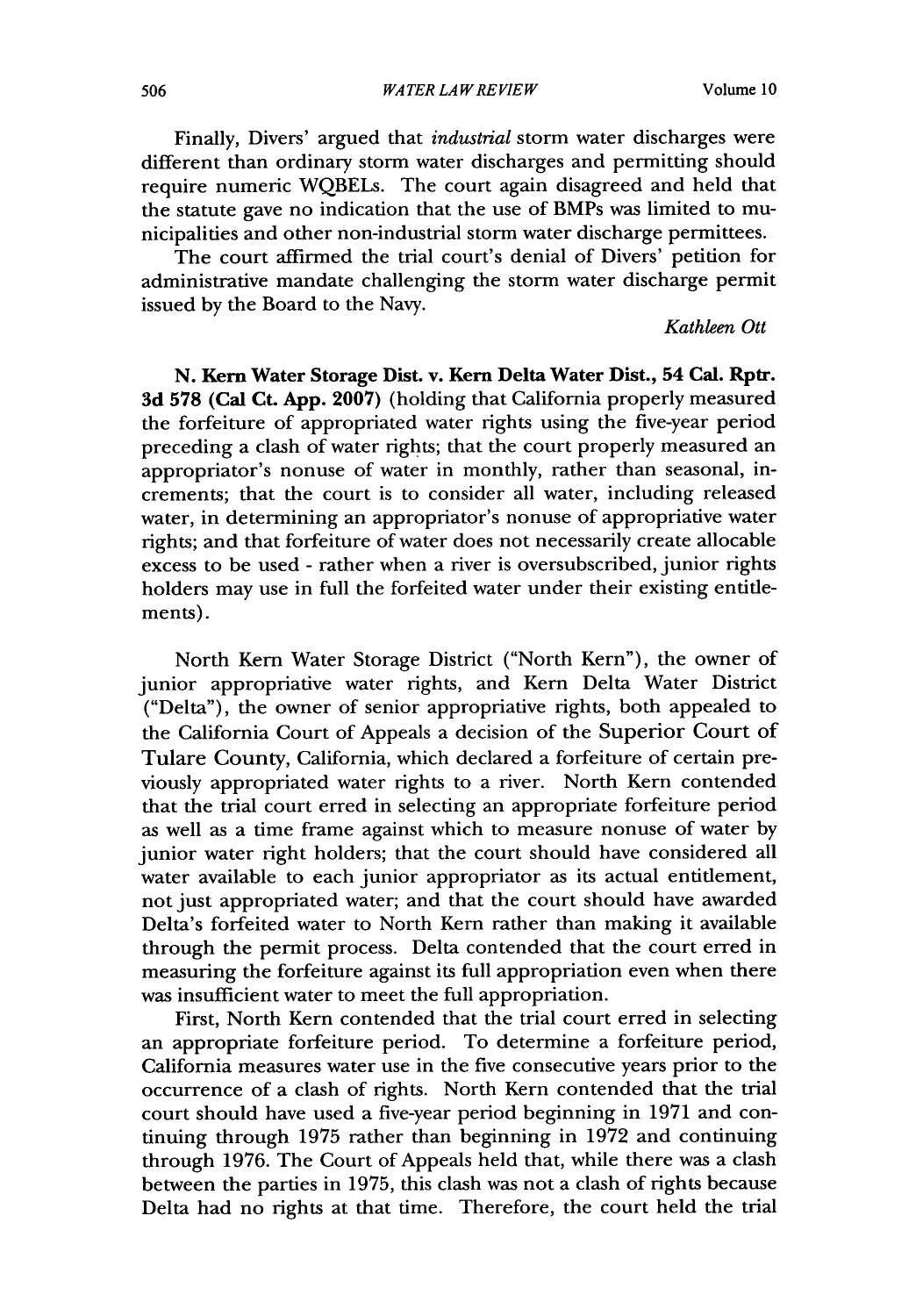Finally, Divers' argued that *industrial* storm water discharges were different than ordinary storm water discharges and permitting should require numeric WQBELs. The court again disagreed and held that the statute gave no indication that the use of BMPs was limited to municipalities and other non-industrial storm water discharge permittees.

The court affirmed the trial court's denial of Divers' petition for administrative mandate challenging the storm water discharge permit issued by the Board to the Navy.

*Kathleen Ott*

**N. Kern Water Storage Dist. v. Kern Delta Water Dist., 54 Cal. Rptr. 3d 578 (Cal Ct. App. 2007)** (holding that California properly measured the forfeiture of appropriated water rights using the five-year period preceding a clash of water rights; that the court properly measured an appropriator's nonuse of water in monthly, rather than seasonal, increments; that the court is to consider all water, including released water, in determining an appropriator's nonuse of appropriative water rights; and that forfeiture of water does not necessarily create allocable excess to be used - rather when a river is oversubscribed, junior rights holders may use in full the forfeited water under their existing entitlements).

North Kern Water Storage District ("North Kern"), the owner of junior appropriative water rights, and Kern Delta Water District ("Delta"), the owner of senior appropriative rights, both appealed to the California Court of Appeals a decision of the Superior Court of Tulare County, California, which declared a forfeiture of certain previously appropriated water rights to a river. North Kern contended that the trial court erred in selecting an appropriate forfeiture period as well as a time frame against which to measure nonuse of water by junior water right holders; that the court should have considered all water available to each junior appropriator as its actual entitlement, not just appropriated water; and that the court should have awarded Delta's forfeited water to North Kern rather than making it available through the permit process. Delta contended that the court erred in measuring the forfeiture against its full appropriation even when there was insufficient water to meet the full appropriation.

First, North Kern contended that the trial court erred in selecting an appropriate forfeiture period. To determine a forfeiture period, California measures water use in the five consecutive years prior to the occurrence of a clash of rights. North Kern contended that the trial court should have used a five-year period beginning in 1971 and continuing through 1975 rather than beginning in 1972 and continuing through 1976. The Court of Appeals held that, while there was a clash between the parties in 1975, this clash was not a clash of rights because Delta had no rights at that time. Therefore, the court held the trial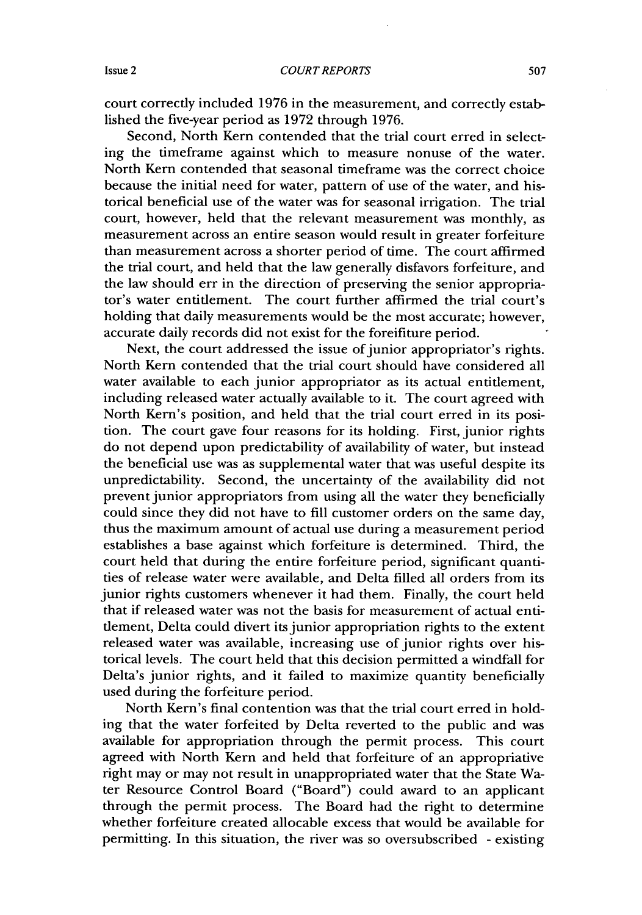court correctly included 1976 in the measurement, and correctly established the five-year period as 1972 through 1976.

Second, North Kern contended that the trial court erred in selecting the timeframe against which to measure nonuse of the water. North Kern contended that seasonal timeframe was the correct choice because the initial need for water, pattern of use of the water, and historical beneficial use of the water was for seasonal irrigation. The trial court, however, held that the relevant measurement was monthly, as measurement across an entire season would result in greater forfeiture than measurement across a shorter period of time. The court affirmed the trial court, and held that the law generally disfavors forfeiture, and the law should err in the direction of preserving the senior appropriator's water entitlement. The court further affirmed the trial court's holding that daily measurements would be the most accurate; however, accurate daily records did not exist for the foreifiture period.

Next, the court addressed the issue of junior appropriator's rights. North Kern contended that the trial court should have considered all water available to each junior appropriator as its actual entitlement, including released water actually available to it. The court agreed with North Kern's position, and held that the trial court erred in its position. The court gave four reasons for its holding. First, junior rights do not depend upon predictability of availability of water, but instead the beneficial use was as supplemental water that was useful despite its unpredictability. Second, the uncertainty of the availability did not prevent junior appropriators from using all the water they beneficially could since they did not have to fill customer orders on the same day, thus the maximum amount of actual use during a measurement period establishes a base against which forfeiture is determined. Third, the court held that during the entire forfeiture period, significant quantities of release water were available, and Delta filled all orders from its junior rights customers whenever it had them. Finally, the court held that if released water was not the basis for measurement of actual entitlement, Delta could divert its junior appropriation rights to the extent released water was available, increasing use of junior rights over historical levels. The court held that this decision permitted a windfall for Delta's junior rights, and it failed to maximize quantity beneficially used during the forfeiture period.

North Kern's final contention was that the trial court erred in holding that the water forfeited by Delta reverted to the public and was available for appropriation through the permit process. This court agreed with North Kern and held that forfeiture of an appropriative right may or may not result in unappropriated water that the State Water Resource Control Board ("Board") could award to an applicant through the permit process. The Board had the right to determine whether forfeiture created allocable excess that would be available for permitting. In this situation, the river was so oversubscribed - existing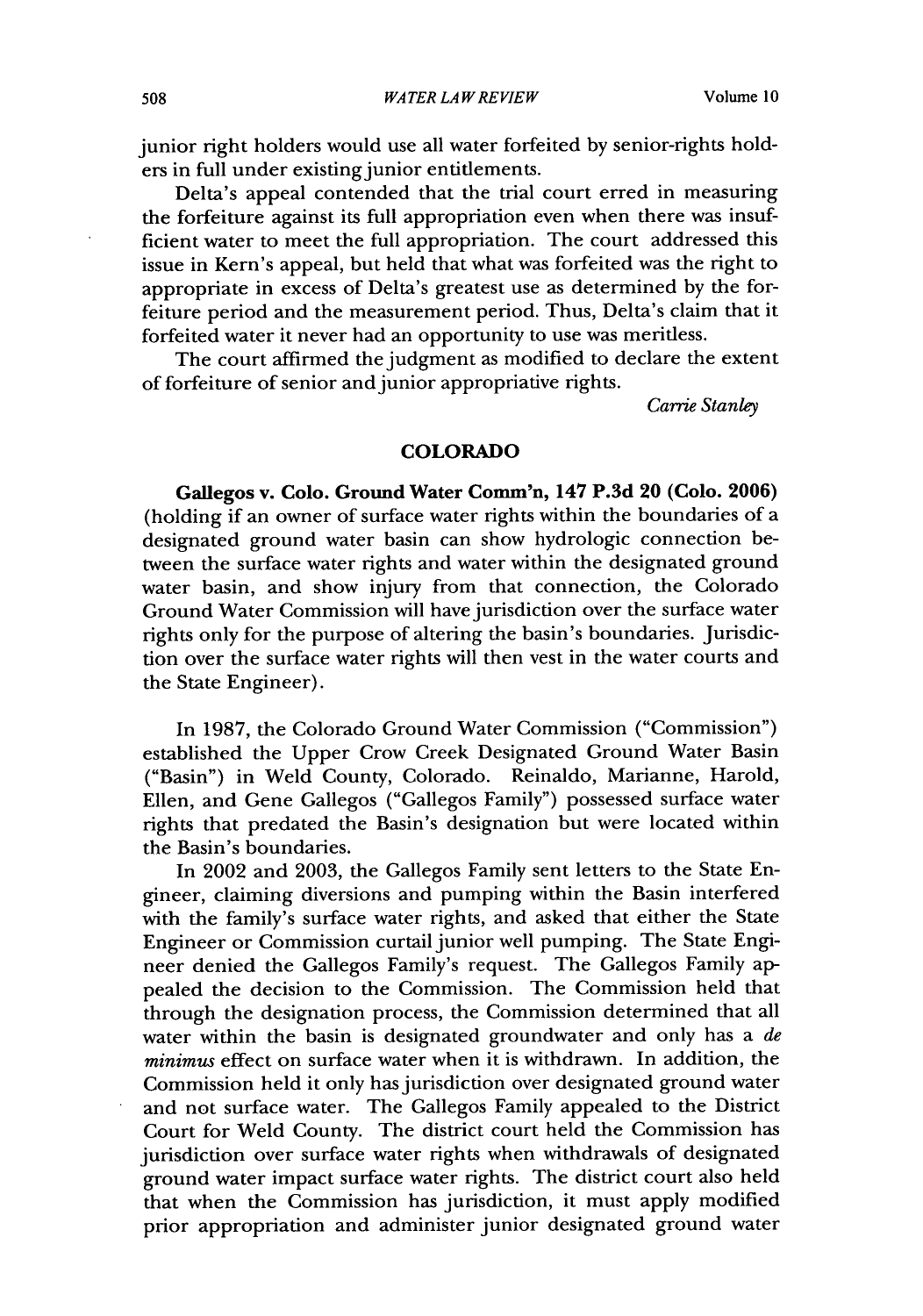junior right holders would use all water forfeited by senior-rights holders in full under existing junior entitlements.

Delta's appeal contended that the trial court erred in measuring the forfeiture against its full appropriation even when there was insufficient water to meet the full appropriation. The court addressed this issue in Kern's appeal, but held that what was forfeited was the right to appropriate in excess of Delta's greatest use as determined by the forfeiture period and the measurement period. Thus, Delta's claim that it forfeited water it never had an opportunity to use was meritless.

The court affirmed the judgment as modified to declare the extent of forfeiture of senior and junior appropriative rights.

*Carrie Stanley*

## COLORADO

**Gallegos v. Colo. Ground Water Comm'n, 147 P.3d 20 (Colo. 2006)** (holding if an owner of surface water rights within the boundaries of a designated ground water basin can show hydrologic connection between the surface water rights and water within the designated ground water basin, and show injury from that connection, the Colorado Ground Water Commission will have jurisdiction over the surface water rights only for the purpose of altering the basin's boundaries. Jurisdiction over the surface water rights will then vest in the water courts and the State Engineer).

In 1987, the Colorado Ground Water Commission ("Commission") established the Upper Crow Creek Designated Ground Water Basin ("Basin") in Weld County, Colorado. Reinaldo, Marianne, Harold, Ellen, and Gene Gallegos ("Gallegos Family") possessed surface water rights that predated the Basin's designation but were located within the Basin's boundaries.

In 2002 and 2003, the Gallegos Family sent letters to the State Engineer, claiming diversions and pumping within the Basin interfered with the family's surface water rights, and asked that either the State Engineer or Commission curtail junior well pumping. The State Engineer denied the Gallegos Family's request. The Gallegos Family appealed the decision to the Commission. The Commission held that through the designation process, the Commission determined that all water within the basin is designated groundwater and only has a *de minimus* effect on surface water when it is withdrawn. In addition, the Commission held it only has jurisdiction over designated ground water and not surface water. The Gallegos Family appealed to the District Court for Weld County. The district court held the Commission has jurisdiction over surface water rights when withdrawals of designated ground water impact surface water rights. The district court also held that when the Commission has jurisdiction, it must apply modified prior appropriation and administer junior designated ground water